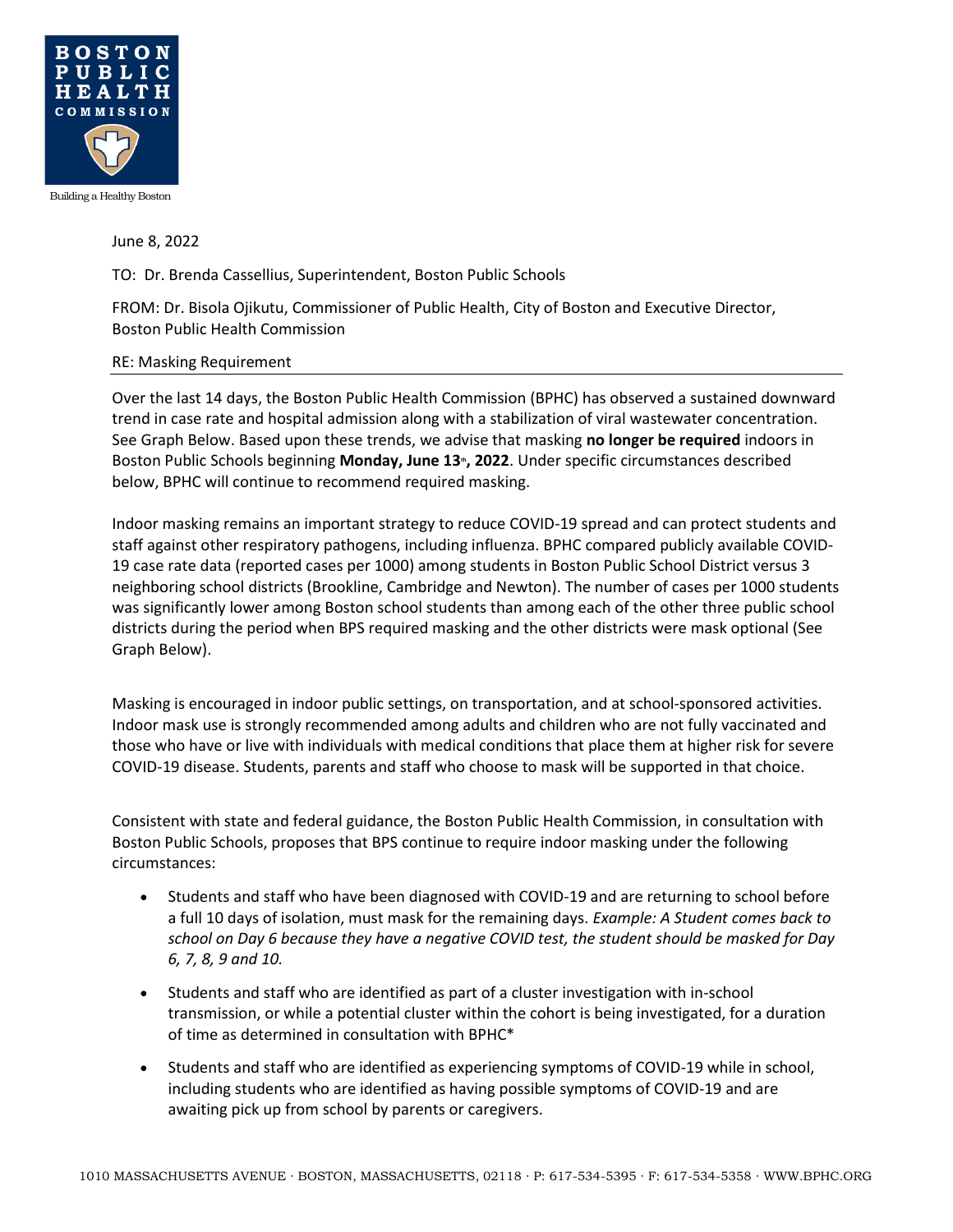BOSTON PUBLIC HEALTH COMMISSION

Building a Healthy Boston

June 8, 2022

TO: Dr. Brenda Cassellius, Superintendent, Boston Public Schools

FROM: Dr. Bisola Ojikutu, Commissioner of Public Health, City of Boston and Executive Director, Boston Public Health Commission

RE: Masking Requirement

---

Over the last 14 days, the Boston Public Health Commission (BPHC) has observed a sustained downward trend in case rate and hospital admission along with a stabilization of viral wastewater concentration. See Graph Below. Based upon these trends, we advise that masking **no longer be required** indoors in Boston Public Schools beginning **Monday, June 13th, 2022**. Under specific circumstances described below, BPHC will continue to recommend required masking.

Indoor masking remains an important strategy to reduce COVID-19 spread and can protect students and staff against other respiratory pathogens, including influenza. BPHC compared publicly available COVID-19 case rate data (reported cases per 1000) among students in Boston Public School District versus 3 neighboring school districts (Brookline, Cambridge and Newton). The number of cases per 1000 students was significantly lower among Boston school students than among each of the other three public school districts during the period when BPS required masking and the other districts were mask optional (See Graph Below).

Masking is encouraged in indoor public settings, on transportation, and at school-sponsored activities. Indoor mask use is strongly recommended among adults and children who are not fully vaccinated and those who have or live with individuals with medical conditions that place them at higher risk for severe COVID-19 disease. Students, parents and staff who choose to mask will be supported in that choice.

Consistent with state and federal guidance, the Boston Public Health Commission, in consultation with Boston Public Schools, proposes that BPS continue to require indoor masking under the following circumstances:

- Students and staff who have been diagnosed with COVID-19 and are returning to school before a full 10 days of isolation, must mask for the remaining days. *Example: A Student comes back to school on Day 6 because they have a negative COVID test, the student should be masked for Day 6, 7, 8, 9 and 10.*
- Students and staff who are identified as part of a cluster investigation with in-school transmission, or while a potential cluster within the cohort is being investigated, for a duration of time as determined in consultation with BPHC*
- Students and staff who are identified as experiencing symptoms of COVID-19 while in school, including students who are identified as having possible symptoms of COVID-19 and are awaiting pick up from school by parents or caregivers.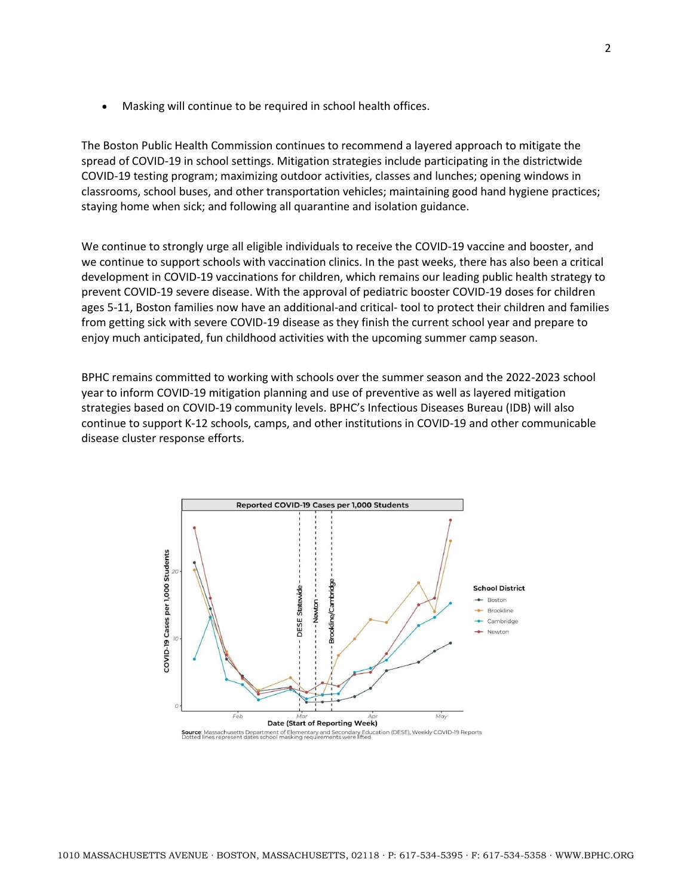- Masking will continue to be required in school health offices.

The Boston Public Health Commission continues to recommend a layered approach to mitigate the spread of COVID-19 in school settings. Mitigation strategies include participating in the districtwide COVID-19 testing program; maximizing outdoor activities, classes and lunches; opening windows in classrooms, school buses, and other transportation vehicles; maintaining good hand hygiene practices; staying home when sick; and following all quarantine and isolation guidance.

We continue to strongly urge all eligible individuals to receive the COVID-19 vaccine and booster, and we continue to support schools with vaccination clinics. In the past weeks, there has also been a critical development in COVID-19 vaccinations for children, which remains our leading public health strategy to prevent COVID-19 severe disease. With the approval of pediatric booster COVID-19 doses for children ages 5-11, Boston families now have an additional-and critical- tool to protect their children and families from getting sick with severe COVID-19 disease as they finish the current school year and prepare to enjoy much anticipated, fun childhood activities with the upcoming summer camp season.

BPHC remains committed to working with schools over the summer season and the 2022-2023 school year to inform COVID-19 mitigation planning and use of preventive as well as layered mitigation strategies based on COVID-19 community levels. BPHC's Infectious Diseases Bureau (IDB) will also continue to support K-12 schools, camps, and other institutions in COVID-19 and other communicable disease cluster response efforts.

**Reported COVID-19 Cases per 1,000 Students**

**Source**: Massachusetts Department of Elementary and Secondary Education (DESE), Weekly COVID-19 Reports
Dotted lines represent dates school masking requirements were lifted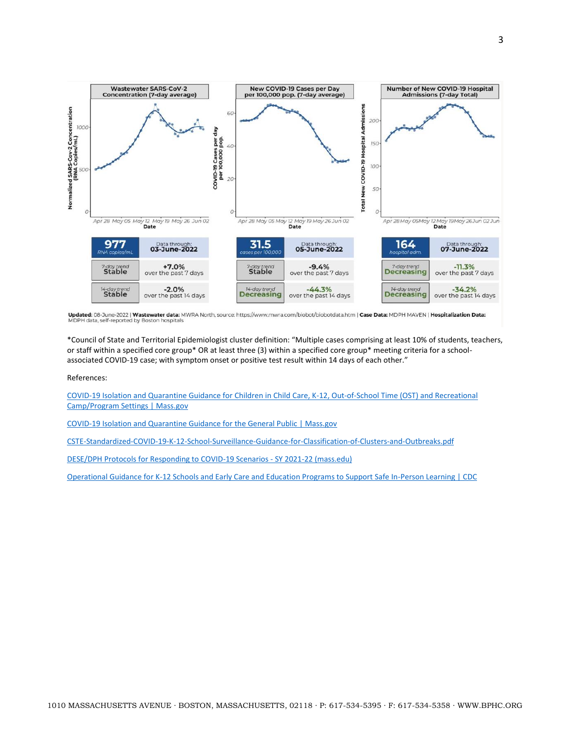Wastewater SARS-CoV-2 Concentration (7-day average)

Normalized SARS-Cov-2 Concentration (RNA Copies/mL)

0
500
1000

Apr 28 May 05 May 12 May 19 May 26 Jun 02

Date

New COVID-19 Cases per Day per 100,000 pop. (7-day average)

COVID-19 Cases per day per 100,000 pop.

0
20
40
60

Apr 28 May 05 May 12 May 19 May 26 Jun 02

Date

Number of New COVID-19 Hospital Admissions (7-day Total)

Total New COVID-19 Hospital Admissions

0
50
100
150
200

Apr 28 May 05 May 12 May 19 May 26 Jun 02 Jun

Date

977
RNA copies/mL

Data through: 03-June-2022

7-day trend
Stable

+7.0%
over the past 7 days

14-day trend
Stable

-2.0%
over the past 14 days

31.5
cases per 100,000

Data through: 05-June-2022

7-day trend
Stable

-9.4%
over the past 7 days

14-day trend
Decreasing

-44.3%
over the past 14 days

164
hospital adm.

Data through: 07-June-2022

7-day trend
Decreasing

-11.3%
over the past 7 days

14-day trend
Decreasing

-34.2%
over the past 14 days

**Updated:** 08-June-2022 | **Wastewater data:** MWRA North, source: https://www.mwra.com/biobot/biobotdata.htm | **Case Data:** MDPH MAVEN | **Hospitalization Data:** MDPH data, self-reported by Boston hospitals

*Council of State and Territorial Epidemiologist cluster definition: "Multiple cases comprising at least 10% of students, teachers, or staff within a specified core group* OR at least three (3) within a specified core group* meeting criteria for a school-associated COVID-19 case; with symptom onset or positive test result within 14 days of each other."

References:

COVID-19 Isolation and Quarantine Guidance for Children in Child Care, K-12, Out-of-School Time (OST) and Recreational Camp/Program Settings | Mass.gov

COVID-19 Isolation and Quarantine Guidance for the General Public | Mass.gov

CSTE-Standardized-COVID-19-K-12-School-Surveillance-Guidance-for-Classification-of-Clusters-and-Outbreaks.pdf

DESE/DPH Protocols for Responding to COVID-19 Scenarios - SY 2021-22 (mass.edu)

Operational Guidance for K-12 Schools and Early Care and Education Programs to Support Safe In-Person Learning | CDC